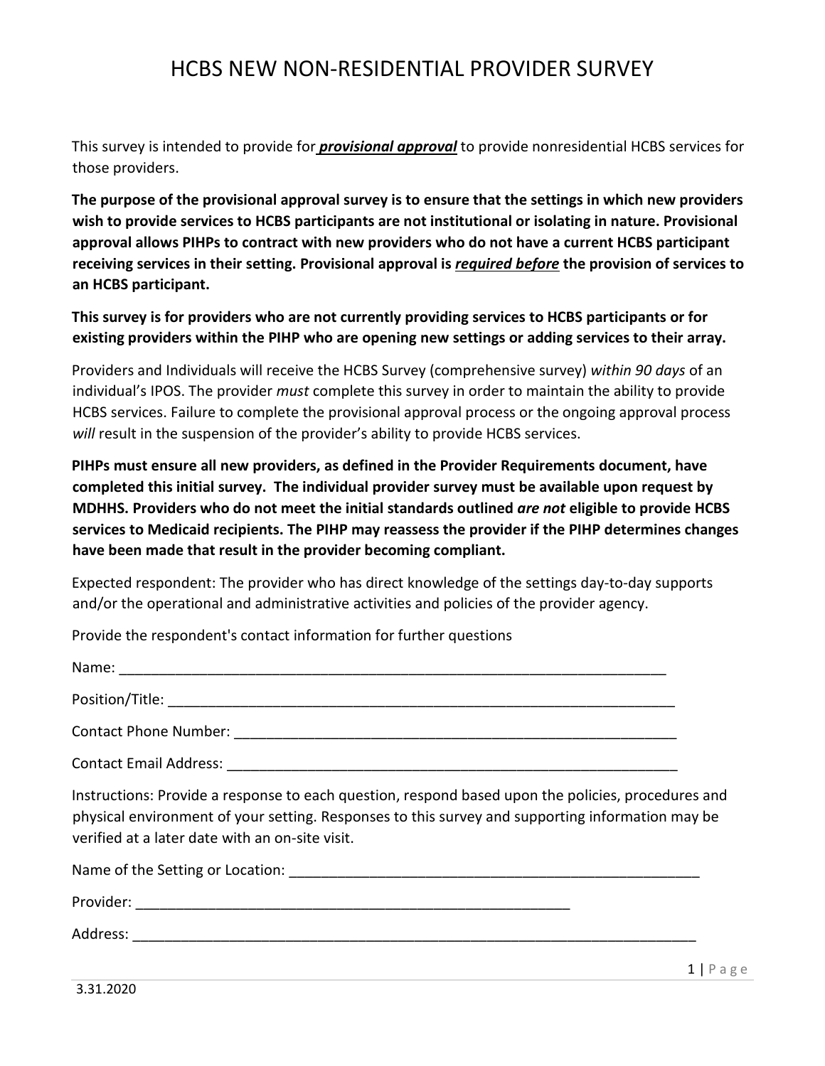# HCBS NEW NON-RESIDENTIAL PROVIDER SURVEY

This survey is intended to provide for ***provisional approval*** to provide nonresidential HCBS services for those providers.

**The purpose of the provisional approval survey is to ensure that the settings in which new providers wish to provide services to HCBS participants are not institutional or isolating in nature. Provisional approval allows PIHPs to contract with new providers who do not have a current HCBS participant receiving services in their setting. Provisional approval is *required before* the provision of services to an HCBS participant.**

**This survey is for providers who are not currently providing services to HCBS participants or for existing providers within the PIHP who are opening new settings or adding services to their array.**

Providers and Individuals will receive the HCBS Survey (comprehensive survey) *within 90 days* of an individual's IPOS. The provider *must* complete this survey in order to maintain the ability to provide HCBS services. Failure to complete the provisional approval process or the ongoing approval process *will* result in the suspension of the provider's ability to provide HCBS services.

**PIHPs must ensure all new providers, as defined in the Provider Requirements document, have completed this initial survey. The individual provider survey must be available upon request by MDHHS. Providers who do not meet the initial standards outlined *are not* eligible to provide HCBS services to Medicaid recipients. The PIHP may reassess the provider if the PIHP determines changes have been made that result in the provider becoming compliant.**

Expected respondent: The provider who has direct knowledge of the settings day-to-day supports and/or the operational and administrative activities and policies of the provider agency.

Provide the respondent's contact information for further questions

Name: ______________________________________________________________________

Position/Title: _________________________________________________________________

Contact Phone Number: __________________________________________________________

Contact Email Address: __________________________________________________________

Instructions: Provide a response to each question, respond based upon the policies, procedures and physical environment of your setting. Responses to this survey and supporting information may be verified at a later date with an on-site visit.

Name of the Setting or Location: ___________________________________________________

Provider: _______________________________________________________

Address: _______________________________________________________________________

3.31.2020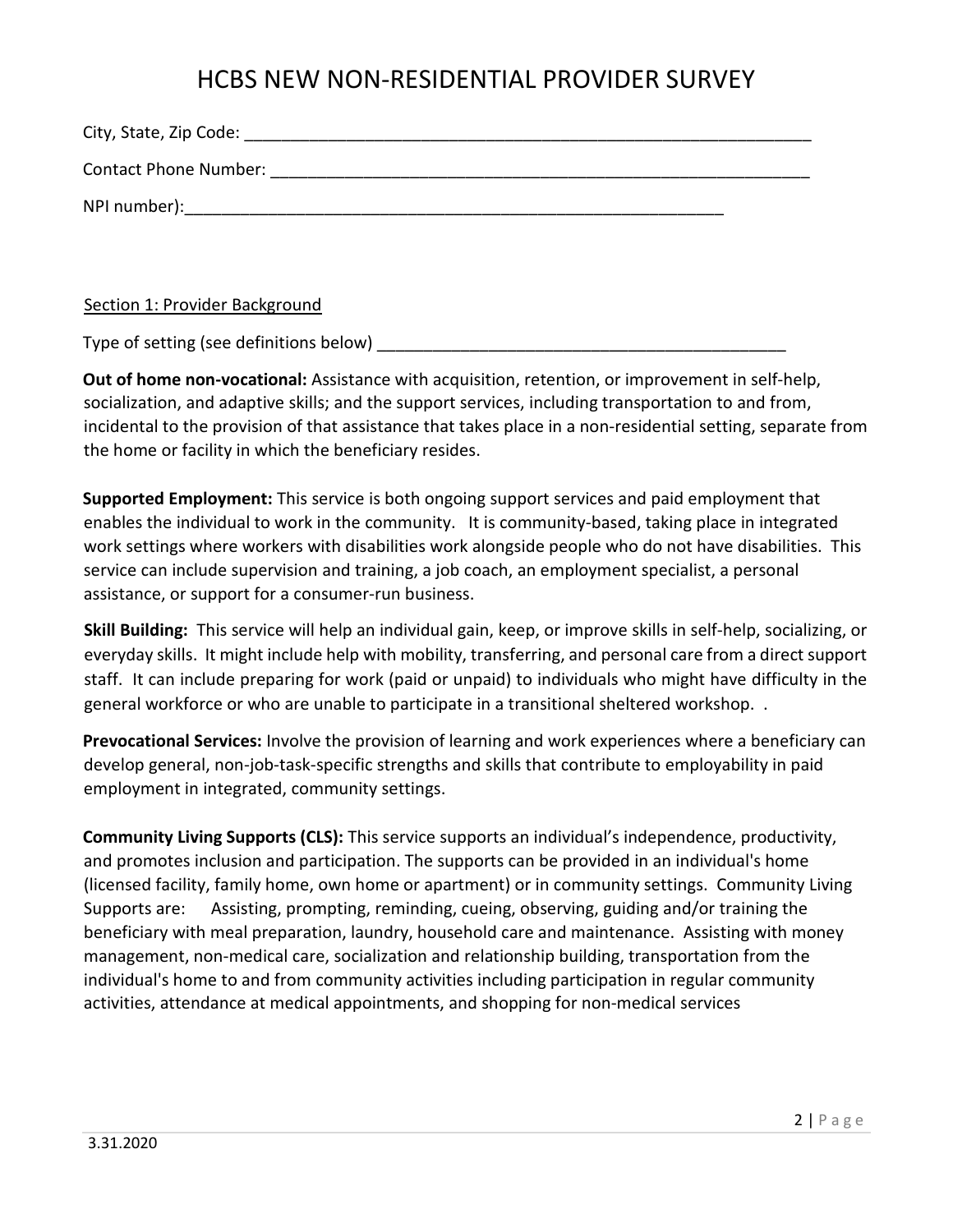# HCBS NEW NON-RESIDENTIAL PROVIDER SURVEY

City, State, Zip Code: ______________________________________________________________

Contact Phone Number: ______________________________________________________________

NPI number):__________________________________________________________

Section 1: Provider Background

Type of setting (see definitions below) ____________________________________________

**Out of home non-vocational:** Assistance with acquisition, retention, or improvement in self-help, socialization, and adaptive skills; and the support services, including transportation to and from, incidental to the provision of that assistance that takes place in a non-residential setting, separate from the home or facility in which the beneficiary resides.

**Supported Employment:** This service is both ongoing support services and paid employment that enables the individual to work in the community. It is community-based, taking place in integrated work settings where workers with disabilities work alongside people who do not have disabilities. This service can include supervision and training, a job coach, an employment specialist, a personal assistance, or support for a consumer-run business.

**Skill Building:** This service will help an individual gain, keep, or improve skills in self-help, socializing, or everyday skills. It might include help with mobility, transferring, and personal care from a direct support staff. It can include preparing for work (paid or unpaid) to individuals who might have difficulty in the general workforce or who are unable to participate in a transitional sheltered workshop. .

**Prevocational Services:** Involve the provision of learning and work experiences where a beneficiary can develop general, non-job-task-specific strengths and skills that contribute to employability in paid employment in integrated, community settings.

**Community Living Supports (CLS):** This service supports an individual's independence, productivity, and promotes inclusion and participation. The supports can be provided in an individual's home (licensed facility, family home, own home or apartment) or in community settings. Community Living Supports are: Assisting, prompting, reminding, cueing, observing, guiding and/or training the beneficiary with meal preparation, laundry, household care and maintenance. Assisting with money management, non-medical care, socialization and relationship building, transportation from the individual's home to and from community activities including participation in regular community activities, attendance at medical appointments, and shopping for non-medical services

3.31.2020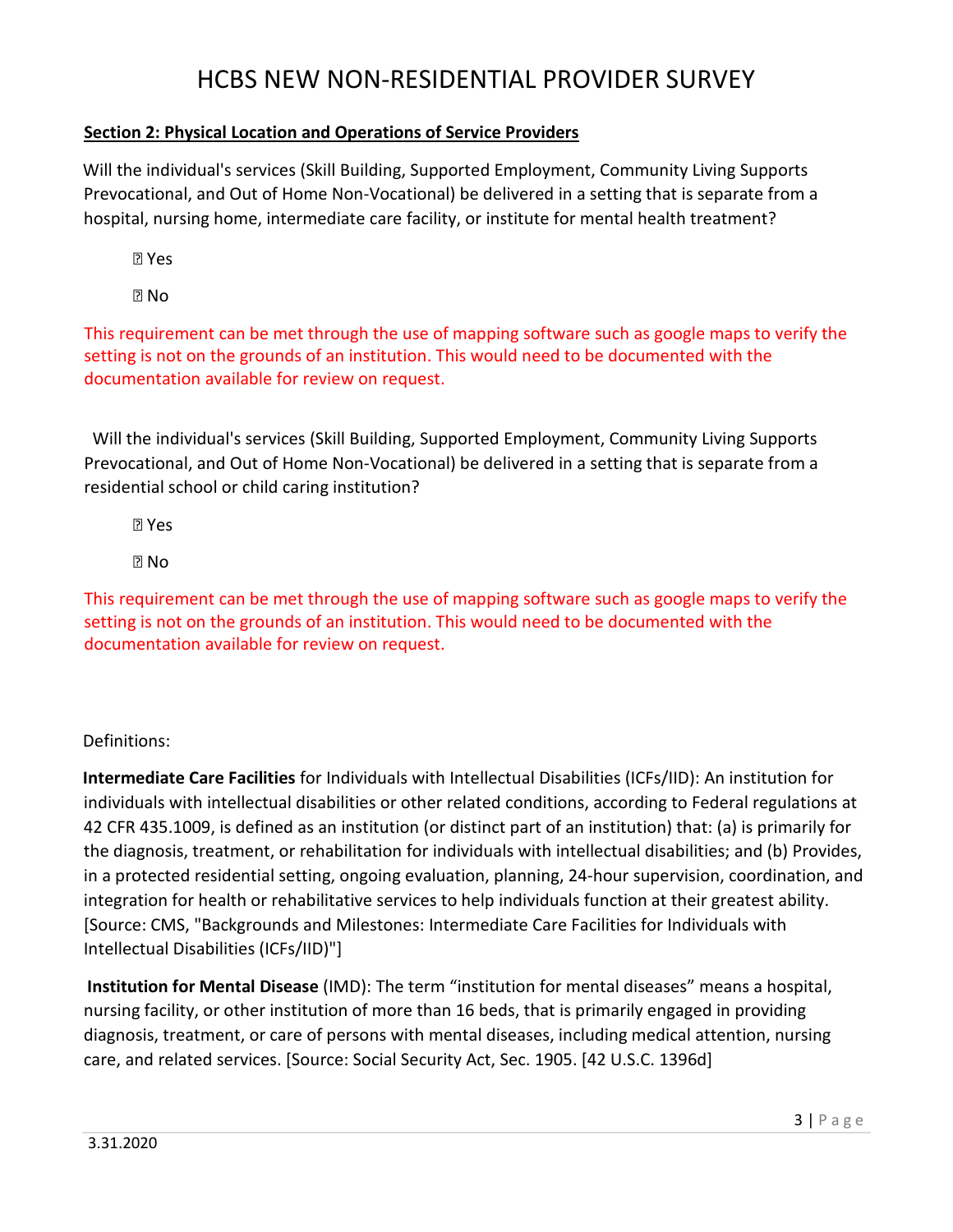# HCBS NEW NON-RESIDENTIAL PROVIDER SURVEY

**Section 2: Physical Location and Operations of Service Providers**

Will the individual's services (Skill Building, Supported Employment, Community Living Supports Prevocational, and Out of Home Non-Vocational) be delivered in a setting that is separate from a hospital, nursing home, intermediate care facility, or institute for mental health treatment?

- ☐ Yes
- ☐ No

This requirement can be met through the use of mapping software such as google maps to verify the setting is not on the grounds of an institution. This would need to be documented with the documentation available for review on request.

Will the individual's services (Skill Building, Supported Employment, Community Living Supports Prevocational, and Out of Home Non-Vocational) be delivered in a setting that is separate from a residential school or child caring institution?

- ☐ Yes
- ☐ No

This requirement can be met through the use of mapping software such as google maps to verify the setting is not on the grounds of an institution. This would need to be documented with the documentation available for review on request.

Definitions:

**Intermediate Care Facilities** for Individuals with Intellectual Disabilities (ICFs/IID): An institution for individuals with intellectual disabilities or other related conditions, according to Federal regulations at 42 CFR 435.1009, is defined as an institution (or distinct part of an institution) that: (a) is primarily for the diagnosis, treatment, or rehabilitation for individuals with intellectual disabilities; and (b) Provides, in a protected residential setting, ongoing evaluation, planning, 24-hour supervision, coordination, and integration for health or rehabilitative services to help individuals function at their greatest ability. [Source: CMS, "Backgrounds and Milestones: Intermediate Care Facilities for Individuals with Intellectual Disabilities (ICFs/IID)"]

**Institution for Mental Disease** (IMD): The term "institution for mental diseases" means a hospital, nursing facility, or other institution of more than 16 beds, that is primarily engaged in providing diagnosis, treatment, or care of persons with mental diseases, including medical attention, nursing care, and related services. [Source: Social Security Act, Sec. 1905. [42 U.S.C. 1396d]

3.31.2020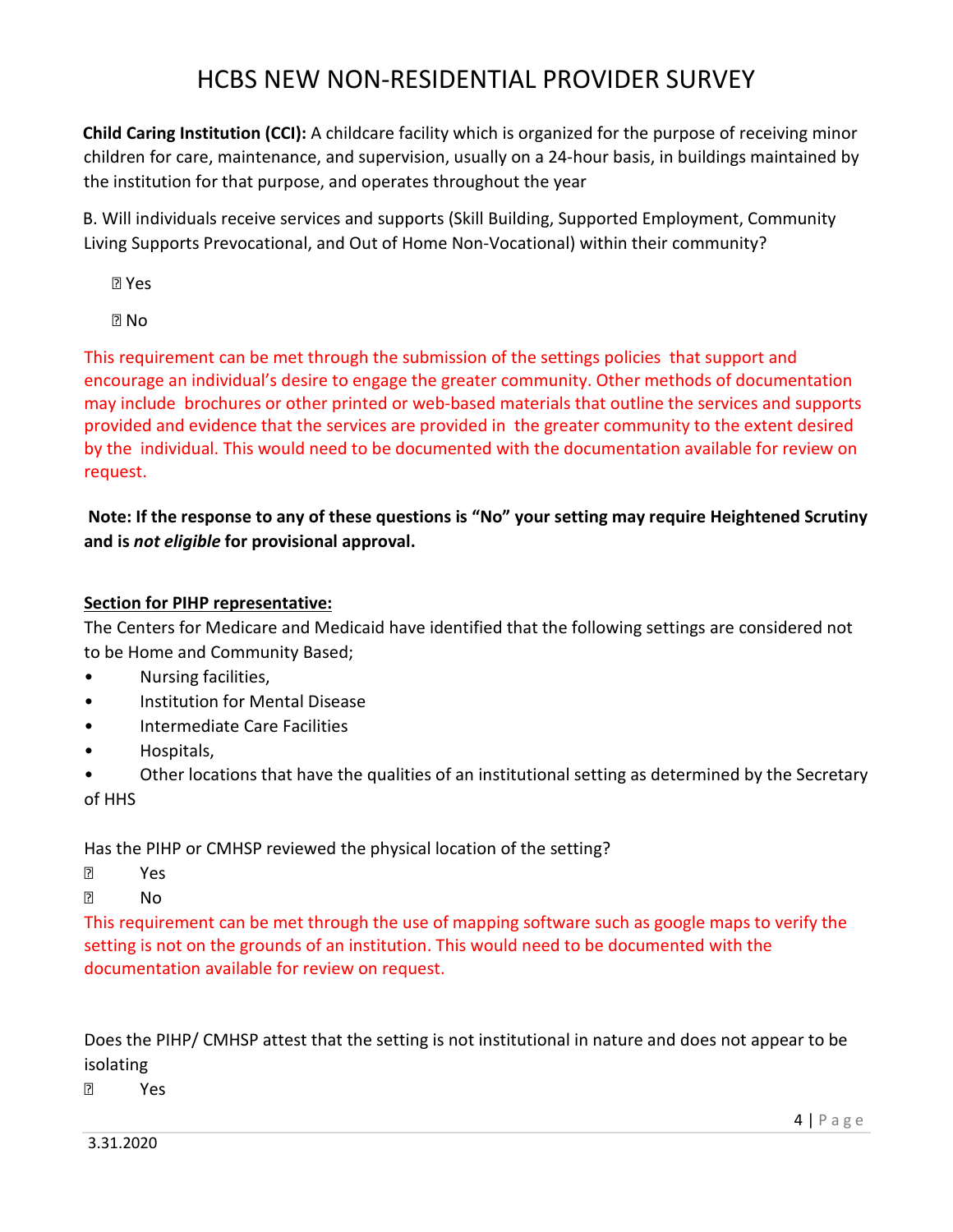**Child Caring Institution (CCI):** A childcare facility which is organized for the purpose of receiving minor children for care, maintenance, and supervision, usually on a 24-hour basis, in buildings maintained by the institution for that purpose, and operates throughout the year

B. Will individuals receive services and supports (Skill Building, Supported Employment, Community Living Supports Prevocational, and Out of Home Non-Vocational) within their community?

☐ Yes

☐ No

This requirement can be met through the submission of the settings policies that support and encourage an individual's desire to engage the greater community. Other methods of documentation may include brochures or other printed or web-based materials that outline the services and supports provided and evidence that the services are provided in the greater community to the extent desired by the individual. This would need to be documented with the documentation available for review on request.

**Note: If the response to any of these questions is "No" your setting may require Heightened Scrutiny and is *not eligible* for provisional approval.**

**Section for PIHP representative:**

The Centers for Medicare and Medicaid have identified that the following settings are considered not to be Home and Community Based;

- Nursing facilities,
- Institution for Mental Disease
- Intermediate Care Facilities
- Hospitals,
- Other locations that have the qualities of an institutional setting as determined by the Secretary of HHS

Has the PIHP or CMHSP reviewed the physical location of the setting?

☐ Yes

☐ No

This requirement can be met through the use of mapping software such as google maps to verify the setting is not on the grounds of an institution. This would need to be documented with the documentation available for review on request.

Does the PIHP/ CMHSP attest that the setting is not institutional in nature and does not appear to be isolating

☐ Yes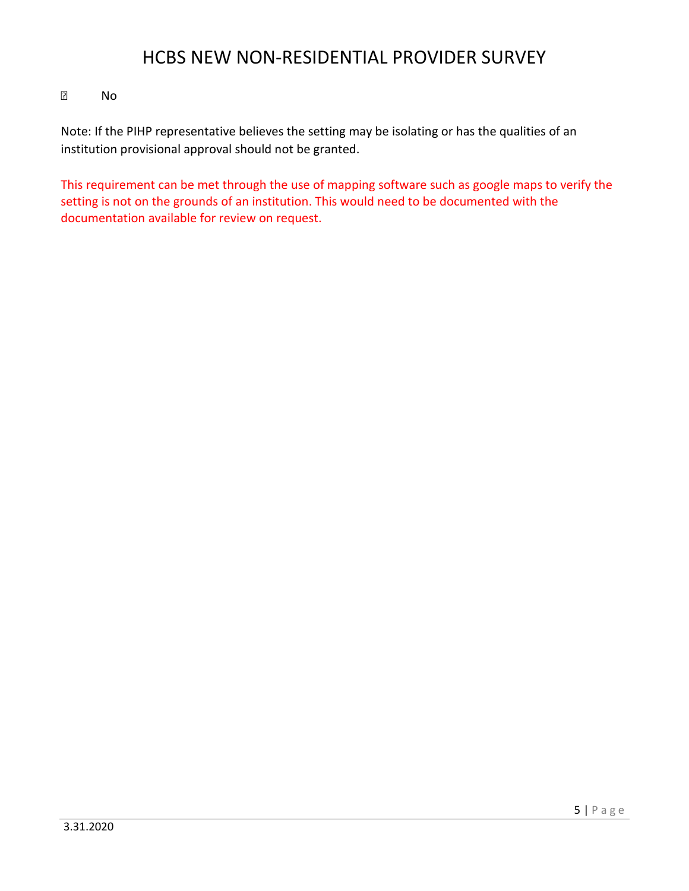☐ No

Note: If the PIHP representative believes the setting may be isolating or has the qualities of an institution provisional approval should not be granted.

This requirement can be met through the use of mapping software such as google maps to verify the setting is not on the grounds of an institution. This would need to be documented with the documentation available for review on request.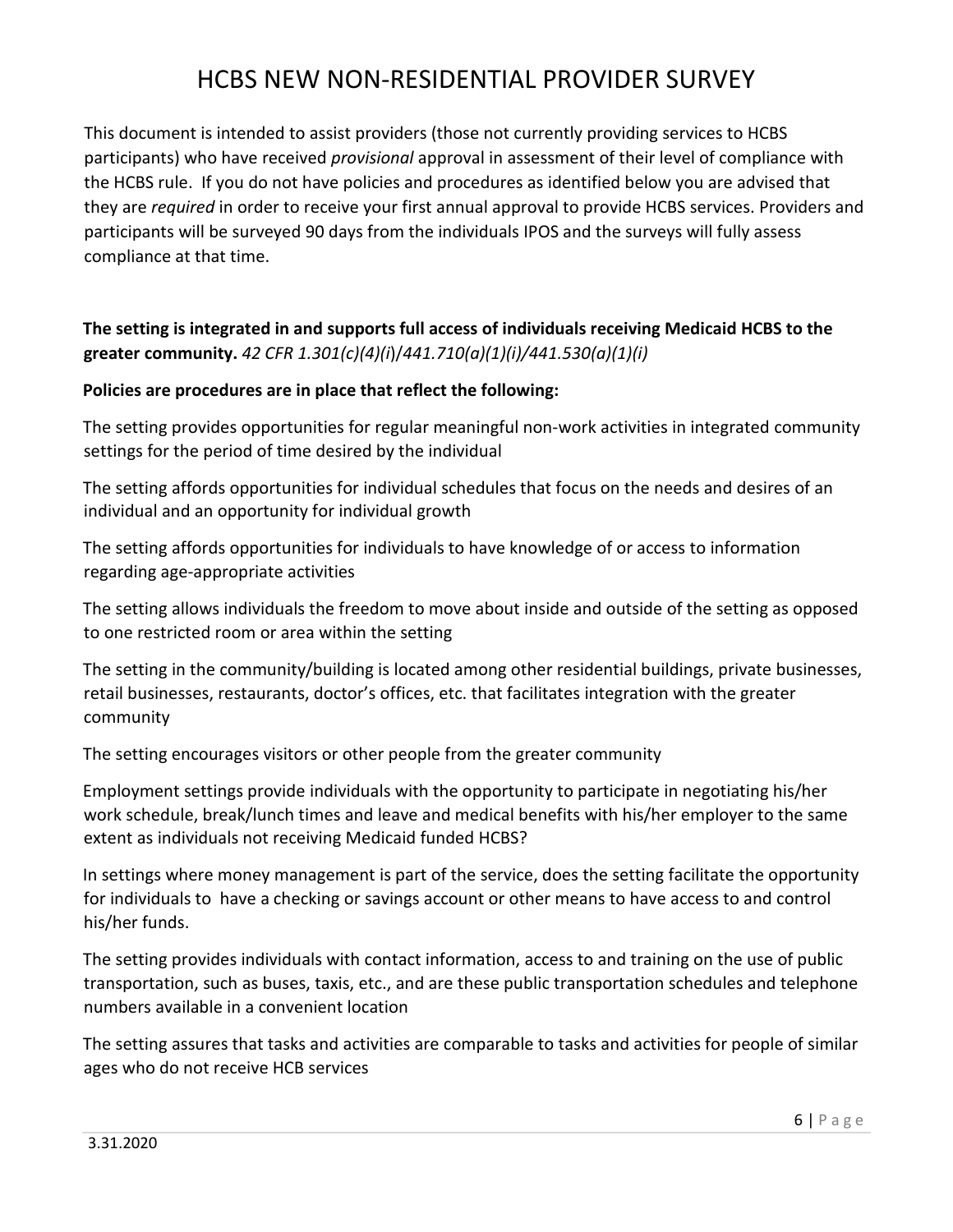# HCBS NEW NON-RESIDENTIAL PROVIDER SURVEY

This document is intended to assist providers (those not currently providing services to HCBS participants) who have received *provisional* approval in assessment of their level of compliance with the HCBS rule. If you do not have policies and procedures as identified below you are advised that they are *required* in order to receive your first annual approval to provide HCBS services. Providers and participants will be surveyed 90 days from the individuals IPOS and the surveys will fully assess compliance at that time.

**The setting is integrated in and supports full access of individuals receiving Medicaid HCBS to the greater community.** *42 CFR 1.301(c)(4)(i)/441.710(a)(1)(i)/441.530(a)(1)(i)*

**Policies are procedures are in place that reflect the following:**

The setting provides opportunities for regular meaningful non-work activities in integrated community settings for the period of time desired by the individual

The setting affords opportunities for individual schedules that focus on the needs and desires of an individual and an opportunity for individual growth

The setting affords opportunities for individuals to have knowledge of or access to information regarding age-appropriate activities

The setting allows individuals the freedom to move about inside and outside of the setting as opposed to one restricted room or area within the setting

The setting in the community/building is located among other residential buildings, private businesses, retail businesses, restaurants, doctor's offices, etc. that facilitates integration with the greater community

The setting encourages visitors or other people from the greater community

Employment settings provide individuals with the opportunity to participate in negotiating his/her work schedule, break/lunch times and leave and medical benefits with his/her employer to the same extent as individuals not receiving Medicaid funded HCBS?

In settings where money management is part of the service, does the setting facilitate the opportunity for individuals to have a checking or savings account or other means to have access to and control his/her funds.

The setting provides individuals with contact information, access to and training on the use of public transportation, such as buses, taxis, etc., and are these public transportation schedules and telephone numbers available in a convenient location

The setting assures that tasks and activities are comparable to tasks and activities for people of similar ages who do not receive HCB services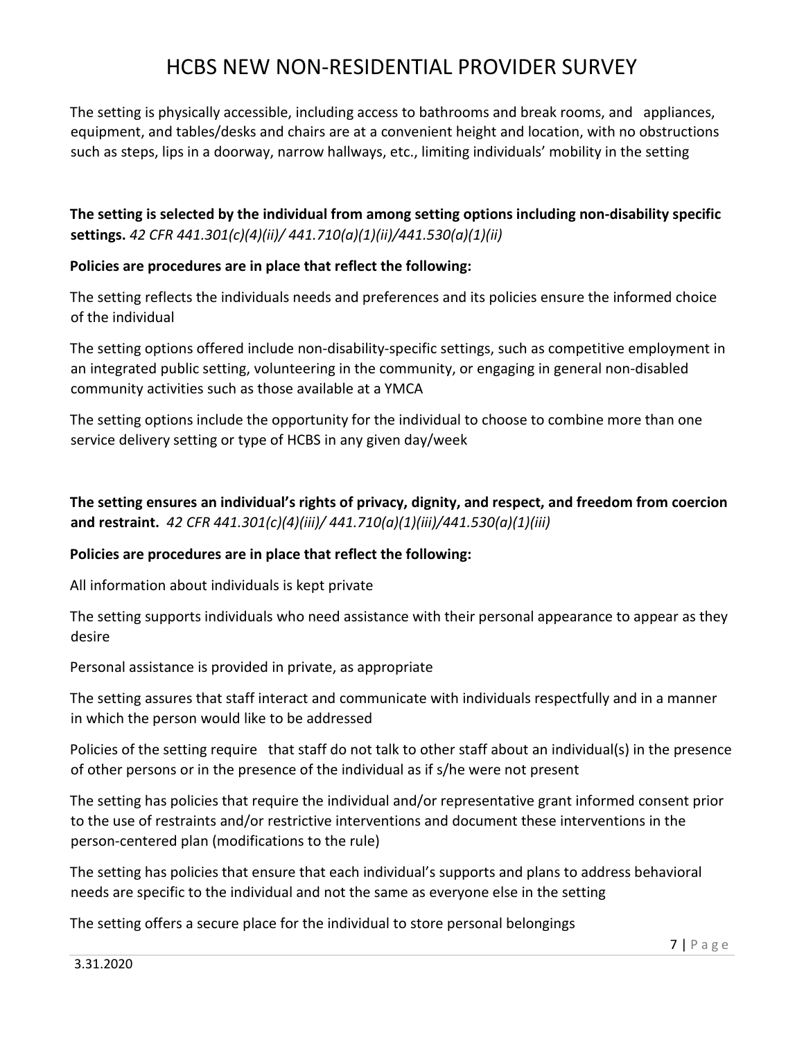The setting is physically accessible, including access to bathrooms and break rooms, and appliances, equipment, and tables/desks and chairs are at a convenient height and location, with no obstructions such as steps, lips in a doorway, narrow hallways, etc., limiting individuals' mobility in the setting

**The setting is selected by the individual from among setting options including non-disability specific settings.** *42 CFR 441.301(c)(4)(ii)/ 441.710(a)(1)(ii)/441.530(a)(1)(ii)*

**Policies are procedures are in place that reflect the following:**

The setting reflects the individuals needs and preferences and its policies ensure the informed choice of the individual

The setting options offered include non-disability-specific settings, such as competitive employment in an integrated public setting, volunteering in the community, or engaging in general non-disabled community activities such as those available at a YMCA

The setting options include the opportunity for the individual to choose to combine more than one service delivery setting or type of HCBS in any given day/week

**The setting ensures an individual's rights of privacy, dignity, and respect, and freedom from coercion and restraint.** *42 CFR 441.301(c)(4)(iii)/ 441.710(a)(1)(iii)/441.530(a)(1)(iii)*

**Policies are procedures are in place that reflect the following:**

All information about individuals is kept private

The setting supports individuals who need assistance with their personal appearance to appear as they desire

Personal assistance is provided in private, as appropriate

The setting assures that staff interact and communicate with individuals respectfully and in a manner in which the person would like to be addressed

Policies of the setting require that staff do not talk to other staff about an individual(s) in the presence of other persons or in the presence of the individual as if s/he were not present

The setting has policies that require the individual and/or representative grant informed consent prior to the use of restraints and/or restrictive interventions and document these interventions in the person-centered plan (modifications to the rule)

The setting has policies that ensure that each individual's supports and plans to address behavioral needs are specific to the individual and not the same as everyone else in the setting

The setting offers a secure place for the individual to store personal belongings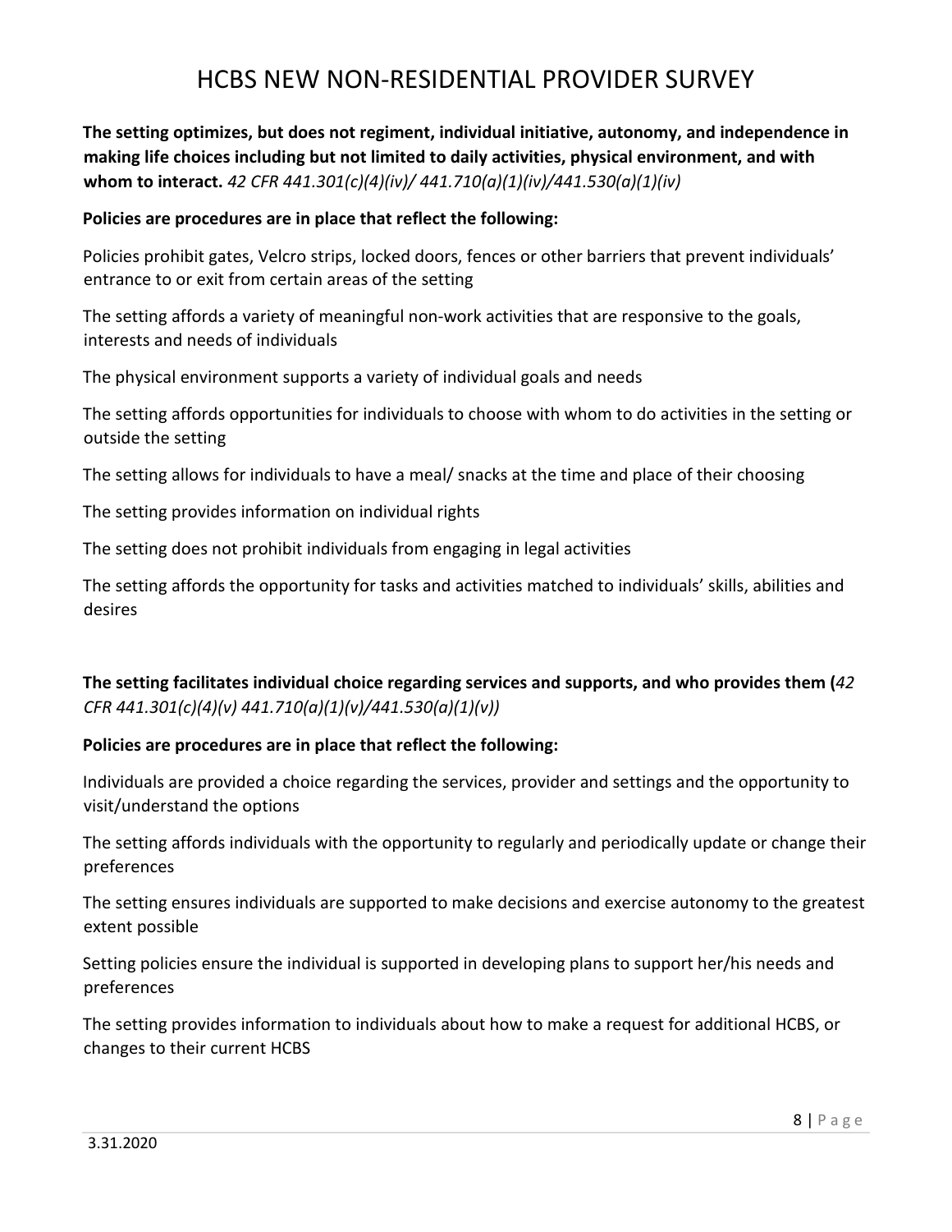**The setting optimizes, but does not regiment, individual initiative, autonomy, and independence in making life choices including but not limited to daily activities, physical environment, and with whom to interact.** *42 CFR 441.301(c)(4)(iv)/ 441.710(a)(1)(iv)/441.530(a)(1)(iv)*

**Policies are procedures are in place that reflect the following:**

Policies prohibit gates, Velcro strips, locked doors, fences or other barriers that prevent individuals' entrance to or exit from certain areas of the setting

The setting affords a variety of meaningful non-work activities that are responsive to the goals, interests and needs of individuals

The physical environment supports a variety of individual goals and needs

The setting affords opportunities for individuals to choose with whom to do activities in the setting or outside the setting

The setting allows for individuals to have a meal/ snacks at the time and place of their choosing

The setting provides information on individual rights

The setting does not prohibit individuals from engaging in legal activities

The setting affords the opportunity for tasks and activities matched to individuals' skills, abilities and desires

**The setting facilitates individual choice regarding services and supports, and who provides them (***42 CFR 441.301(c)(4)(v) 441.710(a)(1)(v)/441.530(a)(1)(v))*

**Policies are procedures are in place that reflect the following:**

Individuals are provided a choice regarding the services, provider and settings and the opportunity to visit/understand the options

The setting affords individuals with the opportunity to regularly and periodically update or change their preferences

The setting ensures individuals are supported to make decisions and exercise autonomy to the greatest extent possible

Setting policies ensure the individual is supported in developing plans to support her/his needs and preferences

The setting provides information to individuals about how to make a request for additional HCBS, or changes to their current HCBS